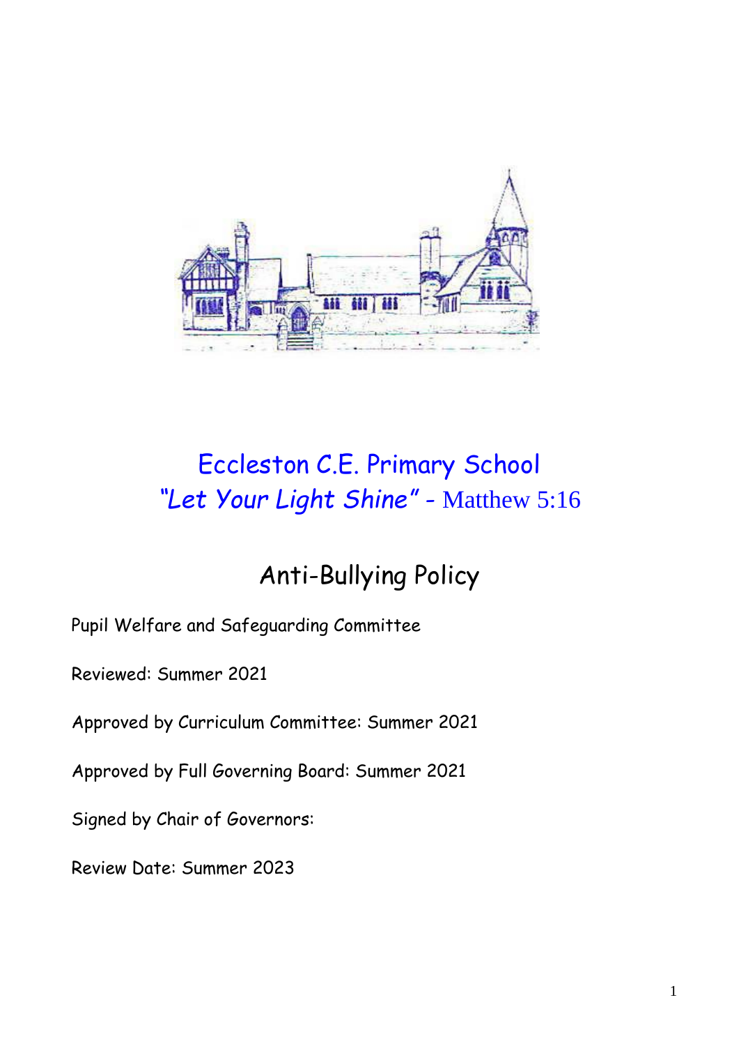# Eccleston C.E. Primary School

*"Let Your Light Shine"* - Matthew 5:16

## Anti-Bullying Policy

Pupil Welfare and Safeguarding Committee

Reviewed: Summer 2021

Approved by Curriculum Committee: Summer 2021

Approved by Full Governing Board: Summer 2021

Signed by Chair of Governors:

Review Date: Summer 2023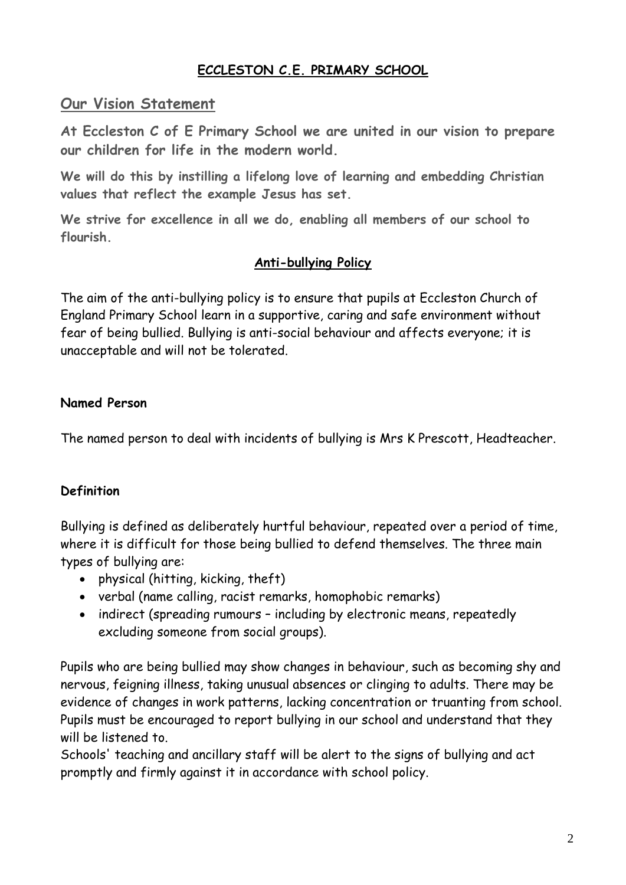## ECCLESTON C.E. PRIMARY SCHOOL

## Our Vision Statement

**At Eccleston C of E Primary School we are united in our vision to prepare our children for life in the modern world.**

**We will do this by instilling a lifelong love of learning and embedding Christian values that reflect the example Jesus has set.**

**We strive for excellence in all we do, enabling all members of our school to flourish.**

### Anti-bullying Policy

The aim of the anti-bullying policy is to ensure that pupils at Eccleston Church of England Primary School learn in a supportive, caring and safe environment without fear of being bullied. Bullying is anti-social behaviour and affects everyone; it is unacceptable and will not be tolerated.

**Named Person**

The named person to deal with incidents of bullying is Mrs K Prescott, Headteacher.

**Definition**

Bullying is defined as deliberately hurtful behaviour, repeated over a period of time, where it is difficult for those being bullied to defend themselves. The three main types of bullying are:

- physical (hitting, kicking, theft)
- verbal (name calling, racist remarks, homophobic remarks)
- indirect (spreading rumours – including by electronic means, repeatedly excluding someone from social groups).

Pupils who are being bullied may show changes in behaviour, such as becoming shy and nervous, feigning illness, taking unusual absences or clinging to adults. There may be evidence of changes in work patterns, lacking concentration or truanting from school. Pupils must be encouraged to report bullying in our school and understand that they will be listened to.

Schools' teaching and ancillary staff will be alert to the signs of bullying and act promptly and firmly against it in accordance with school policy.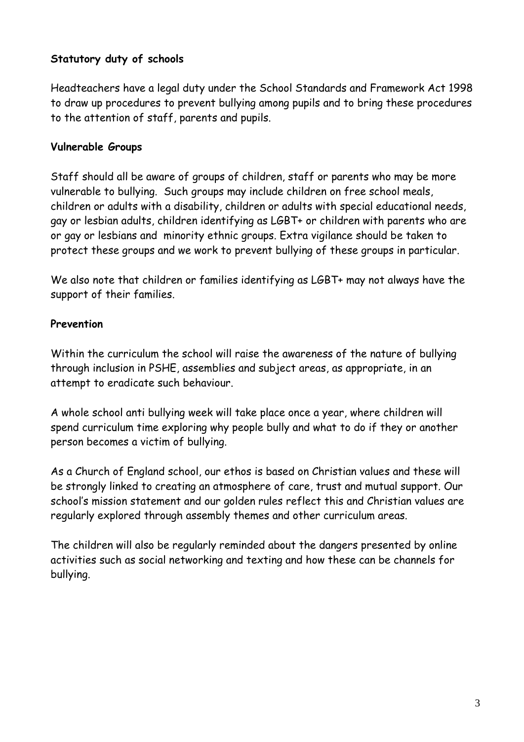**Statutory duty of schools**

Headteachers have a legal duty under the School Standards and Framework Act 1998 to draw up procedures to prevent bullying among pupils and to bring these procedures to the attention of staff, parents and pupils.

**Vulnerable Groups**

Staff should all be aware of groups of children, staff or parents who may be more vulnerable to bullying. Such groups may include children on free school meals, children or adults with a disability, children or adults with special educational needs, gay or lesbian adults, children identifying as LGBT+ or children with parents who are or gay or lesbians and minority ethnic groups. Extra vigilance should be taken to protect these groups and we work to prevent bullying of these groups in particular.

We also note that children or families identifying as LGBT+ may not always have the support of their families.

**Prevention**

Within the curriculum the school will raise the awareness of the nature of bullying through inclusion in PSHE, assemblies and subject areas, as appropriate, in an attempt to eradicate such behaviour.

A whole school anti bullying week will take place once a year, where children will spend curriculum time exploring why people bully and what to do if they or another person becomes a victim of bullying.

As a Church of England school, our ethos is based on Christian values and these will be strongly linked to creating an atmosphere of care, trust and mutual support. Our school's mission statement and our golden rules reflect this and Christian values are regularly explored through assembly themes and other curriculum areas.

The children will also be regularly reminded about the dangers presented by online activities such as social networking and texting and how these can be channels for bullying.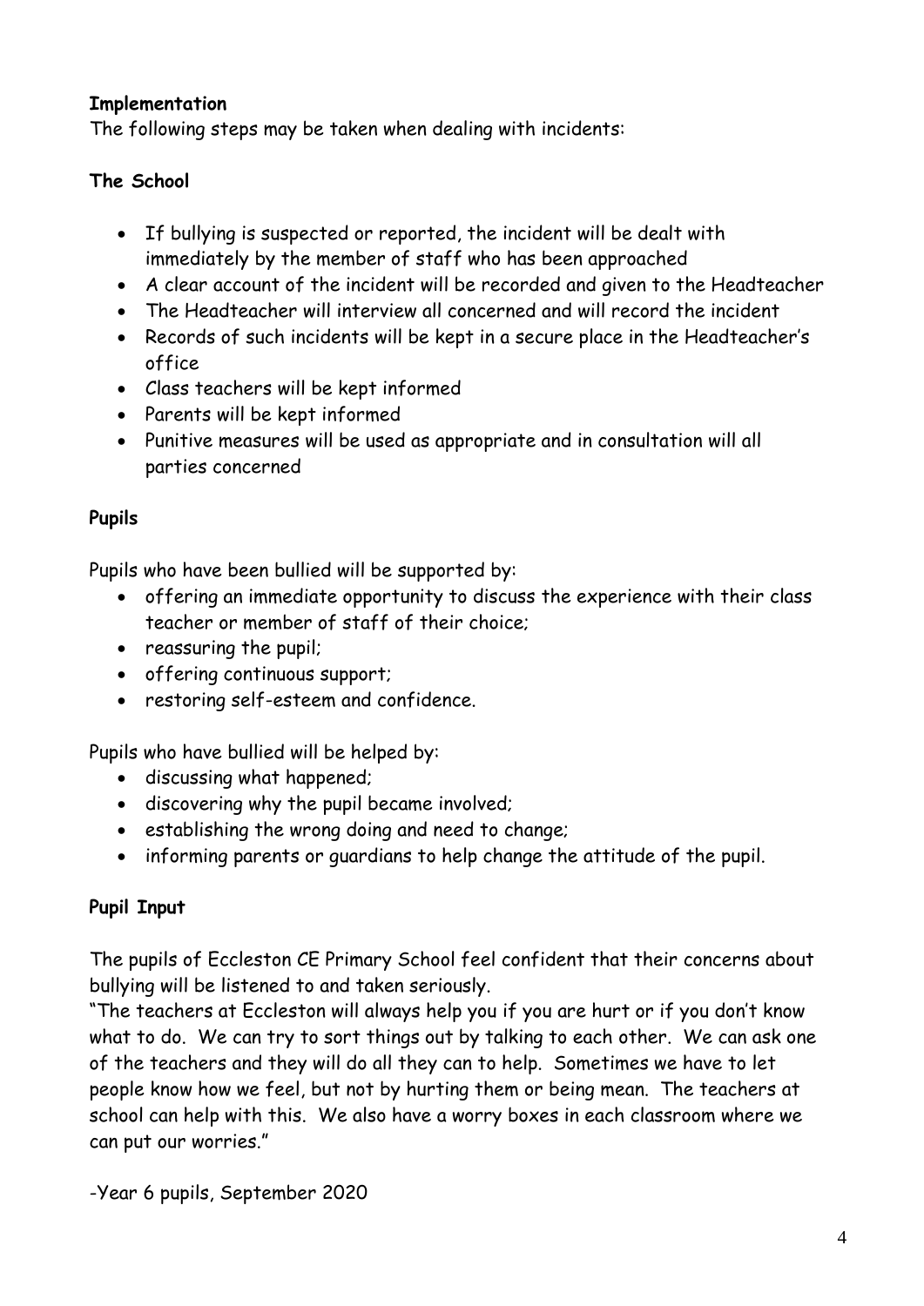**Implementation**

The following steps may be taken when dealing with incidents:

**The School**

- If bullying is suspected or reported, the incident will be dealt with immediately by the member of staff who has been approached
- A clear account of the incident will be recorded and given to the Headteacher
- The Headteacher will interview all concerned and will record the incident
- Records of such incidents will be kept in a secure place in the Headteacher's office
- Class teachers will be kept informed
- Parents will be kept informed
- Punitive measures will be used as appropriate and in consultation will all parties concerned

**Pupils**

Pupils who have been bullied will be supported by:

- offering an immediate opportunity to discuss the experience with their class teacher or member of staff of their choice;
- reassuring the pupil;
- offering continuous support;
- restoring self-esteem and confidence.

Pupils who have bullied will be helped by:

- discussing what happened;
- discovering why the pupil became involved;
- establishing the wrong doing and need to change;
- informing parents or guardians to help change the attitude of the pupil.

**Pupil Input**

The pupils of Eccleston CE Primary School feel confident that their concerns about bullying will be listened to and taken seriously.

"The teachers at Eccleston will always help you if you are hurt or if you don't know what to do. We can try to sort things out by talking to each other. We can ask one of the teachers and they will do all they can to help. Sometimes we have to let people know how we feel, but not by hurting them or being mean. The teachers at school can help with this. We also have a worry boxes in each classroom where we can put our worries."

-Year 6 pupils, September 2020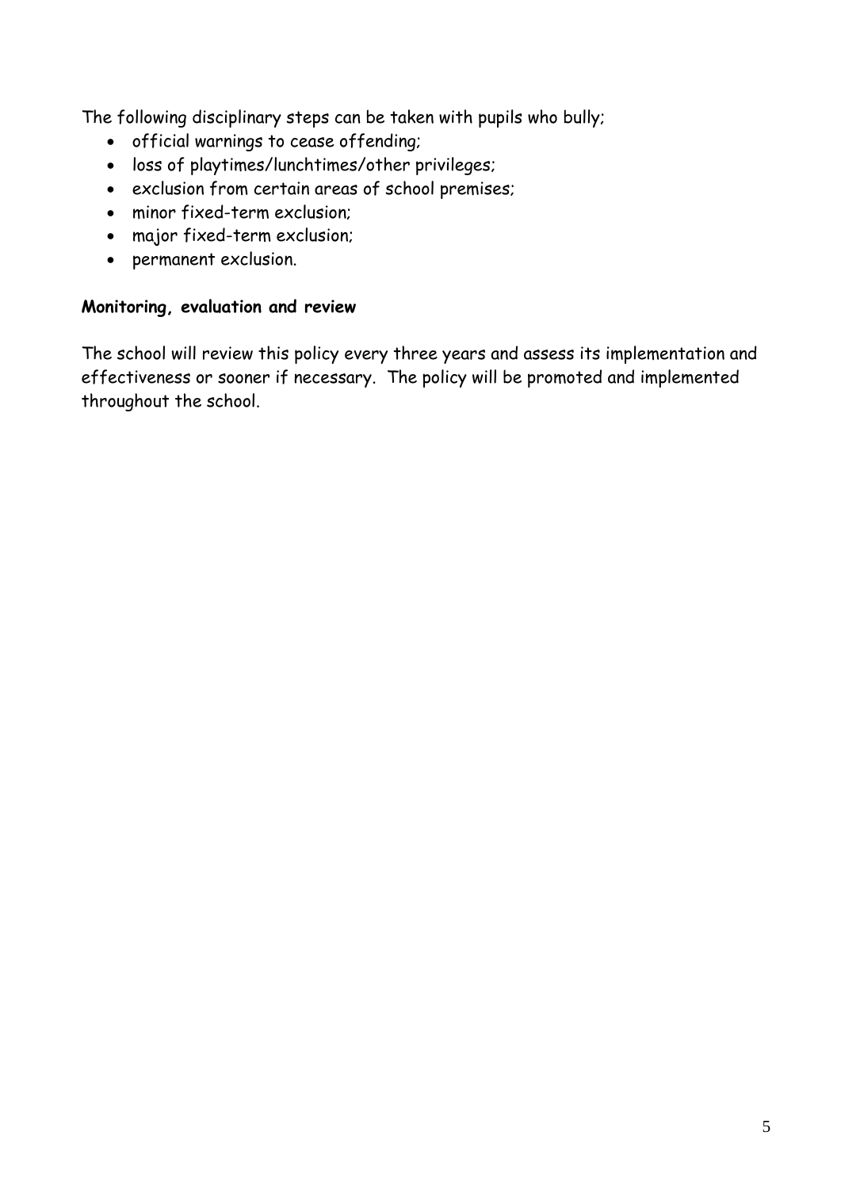The following disciplinary steps can be taken with pupils who bully;

- official warnings to cease offending;
- loss of playtimes/lunchtimes/other privileges;
- exclusion from certain areas of school premises;
- minor fixed-term exclusion;
- major fixed-term exclusion;
- permanent exclusion.

**Monitoring, evaluation and review**

The school will review this policy every three years and assess its implementation and effectiveness or sooner if necessary. The policy will be promoted and implemented throughout the school.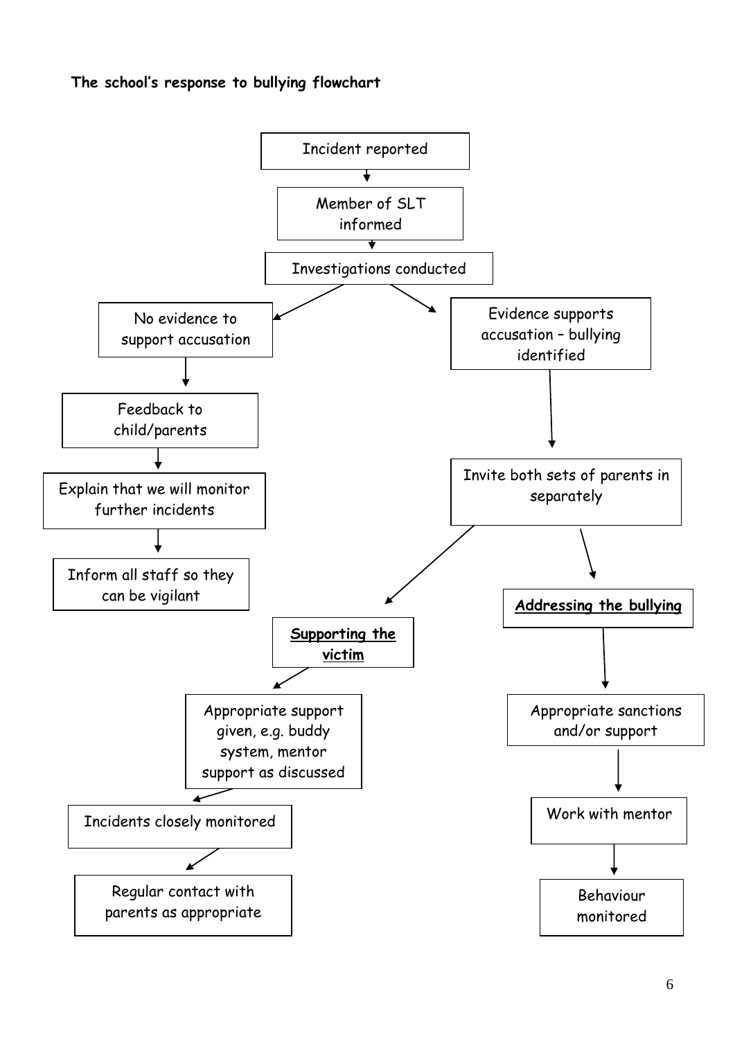**The school's response to bullying flowchart**

Incident reported

Member of SLT informed

Investigations conducted

No evidence to support accusation

Feedback to child/parents

Explain that we will monitor further incidents

Inform all staff so they can be vigilant

Evidence supports accusation – bullying identified

Invite both sets of parents in separately

**Supporting the victim**

Appropriate support given, e.g. buddy system, mentor support as discussed

Incidents closely monitored

Regular contact with parents as appropriate

**Addressing the bullying**

Appropriate sanctions and/or support

Work with mentor

Behaviour monitored